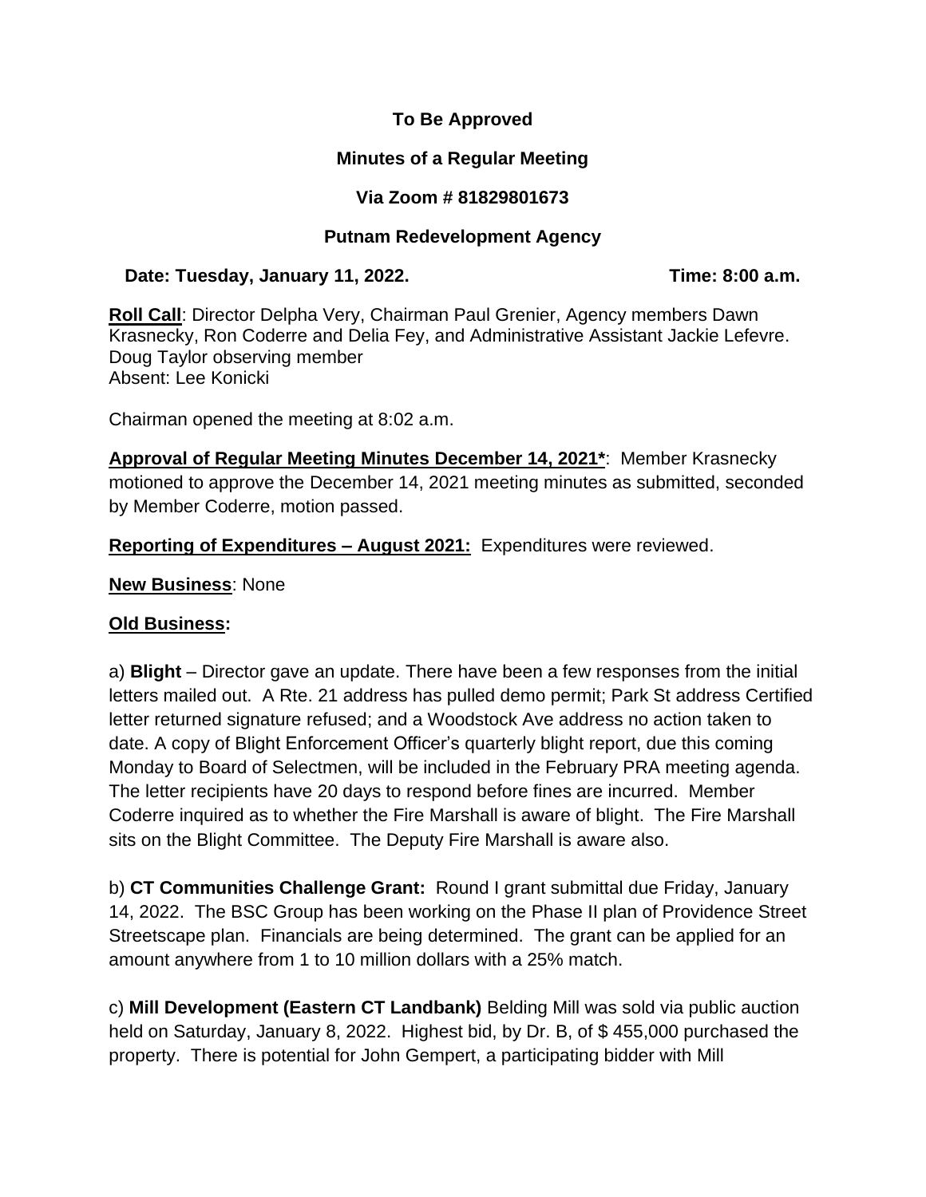**To Be Approved**

**Minutes of a Regular Meeting**

**Via Zoom # 81829801673**

**Putnam Redevelopment Agency**

**Date: Tuesday, January 11, 2022.** **Time: 8:00 a.m.**

**Roll Call**: Director Delpha Very, Chairman Paul Grenier, Agency members Dawn Krasnecky, Ron Coderre and Delia Fey, and Administrative Assistant Jackie Lefevre. Doug Taylor observing member
Absent: Lee Konicki

Chairman opened the meeting at 8:02 a.m.

**Approval of Regular Meeting Minutes December 14, 2021***: Member Krasnecky motioned to approve the December 14, 2021 meeting minutes as submitted, seconded by Member Coderre, motion passed.

**Reporting of Expenditures – August 2021:** Expenditures were reviewed.

**New Business**: None

**Old Business:**

a) **Blight** – Director gave an update. There have been a few responses from the initial letters mailed out. A Rte. 21 address has pulled demo permit; Park St address Certified letter returned signature refused; and a Woodstock Ave address no action taken to date. A copy of Blight Enforcement Officer's quarterly blight report, due this coming Monday to Board of Selectmen, will be included in the February PRA meeting agenda. The letter recipients have 20 days to respond before fines are incurred. Member Coderre inquired as to whether the Fire Marshall is aware of blight. The Fire Marshall sits on the Blight Committee. The Deputy Fire Marshall is aware also.

b) **CT Communities Challenge Grant:** Round I grant submittal due Friday, January 14, 2022. The BSC Group has been working on the Phase II plan of Providence Street Streetscape plan. Financials are being determined. The grant can be applied for an amount anywhere from 1 to 10 million dollars with a 25% match.

c) **Mill Development (Eastern CT Landbank)** Belding Mill was sold via public auction held on Saturday, January 8, 2022. Highest bid, by Dr. B, of $ 455,000 purchased the property. There is potential for John Gempert, a participating bidder with Mill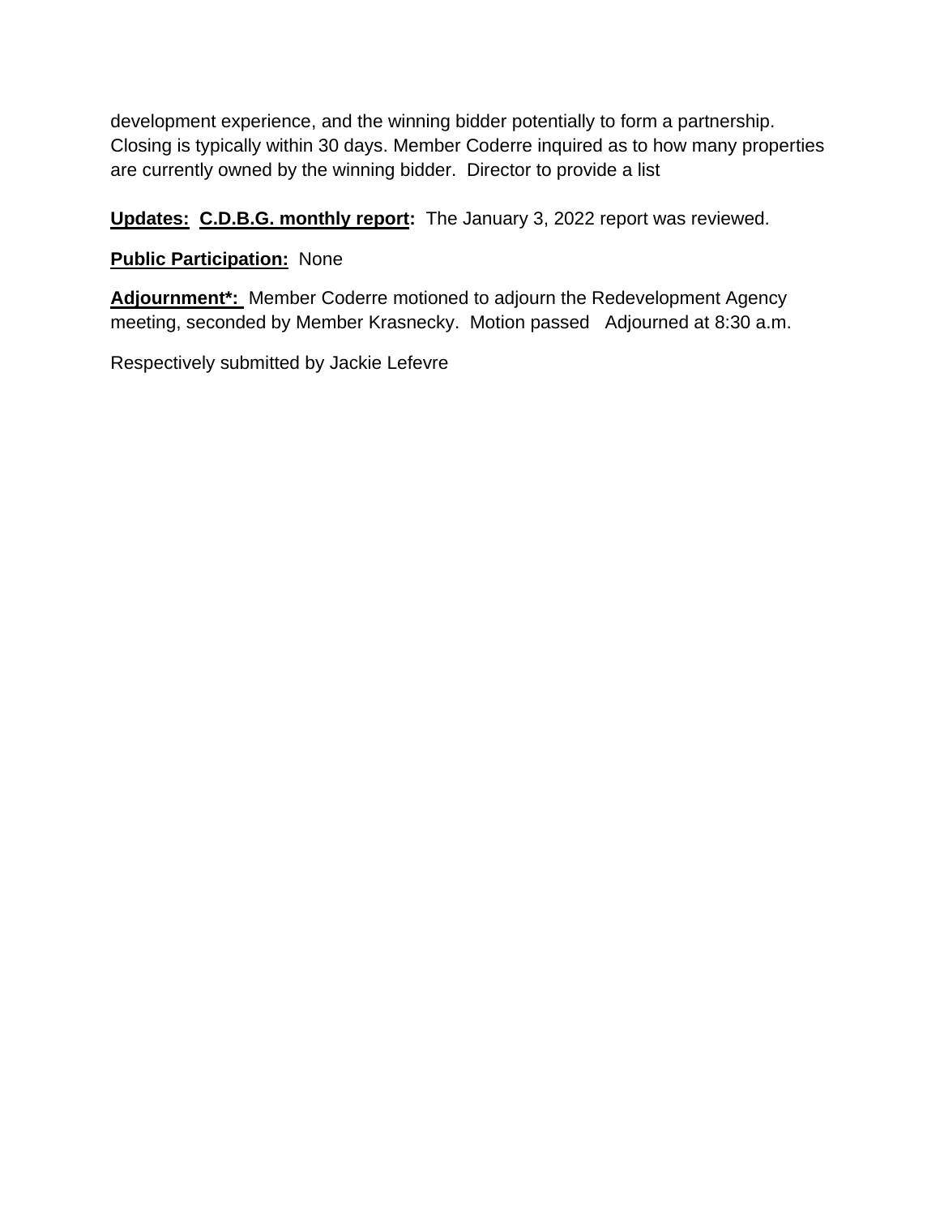development experience, and the winning bidder potentially to form a partnership. Closing is typically within 30 days. Member Coderre inquired as to how many properties are currently owned by the winning bidder. Director to provide a list

**Updates: C.D.B.G. monthly report:** The January 3, 2022 report was reviewed.

**Public Participation:** None

**Adjournment*:** Member Coderre motioned to adjourn the Redevelopment Agency meeting, seconded by Member Krasnecky. Motion passed Adjourned at 8:30 a.m.

Respectively submitted by Jackie Lefevre